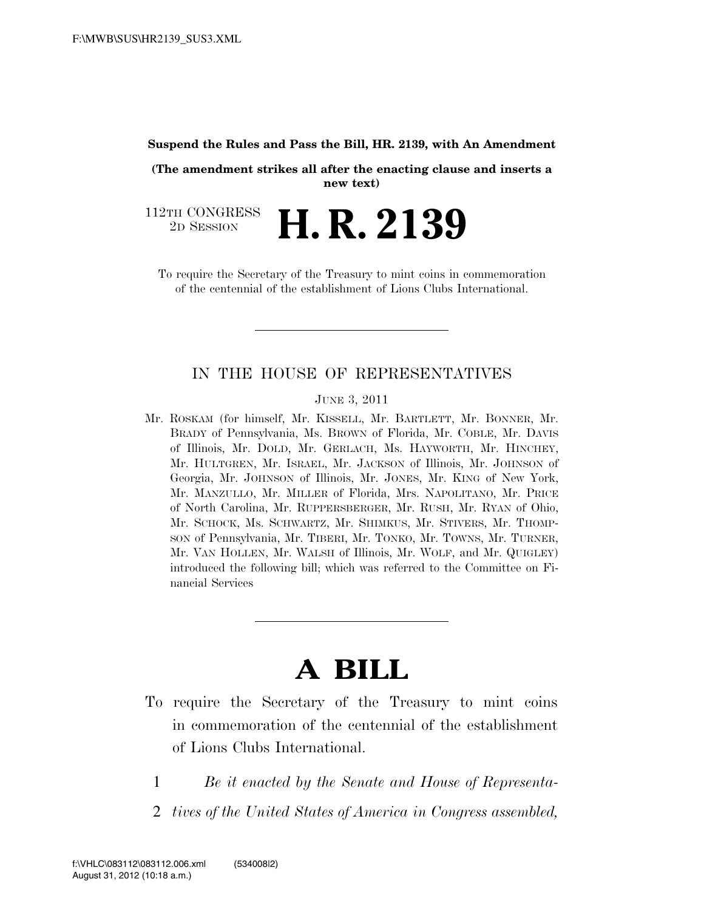**Suspend the Rules and Pass the Bill, HR. 2139, with An Amendment**

**(The amendment strikes all after the enacting clause and inserts a new text)**

112TH CONGRESS
2D SESSION

# H. R. 2139

To require the Secretary of the Treasury to mint coins in commemoration of the centennial of the establishment of Lions Clubs International.

---

IN THE HOUSE OF REPRESENTATIVES

JUNE 3, 2011

Mr. ROSKAM (for himself, Mr. KISSELL, Mr. BARTLETT, Mr. BONNER, Mr. BRADY of Pennsylvania, Ms. BROWN of Florida, Mr. COBLE, Mr. DAVIS of Illinois, Mr. DOLD, Mr. GERLACH, Ms. HAYWORTH, Mr. HINCHEY, Mr. HULTGREN, Mr. ISRAEL, Mr. JACKSON of Illinois, Mr. JOHNSON of Georgia, Mr. JOHNSON of Illinois, Mr. JONES, Mr. KING of New York, Mr. MANZULLO, Mr. MILLER of Florida, Mrs. NAPOLITANO, Mr. PRICE of North Carolina, Mr. RUPPERSBERGER, Mr. RUSH, Mr. RYAN of Ohio, Mr. SCHOCK, Ms. SCHWARTZ, Mr. SHIMKUS, Mr. STIVERS, Mr. THOMPSON of Pennsylvania, Mr. TIBERI, Mr. TONKO, Mr. TOWNS, Mr. TURNER, Mr. VAN HOLLEN, Mr. WALSH of Illinois, Mr. WOLF, and Mr. QUIGLEY) introduced the following bill; which was referred to the Committee on Financial Services

---

# A BILL

To require the Secretary of the Treasury to mint coins in commemoration of the centennial of the establishment of Lions Clubs International.

1 *Be it enacted by the Senate and House of Representa-*
2 *tives of the United States of America in Congress assembled,*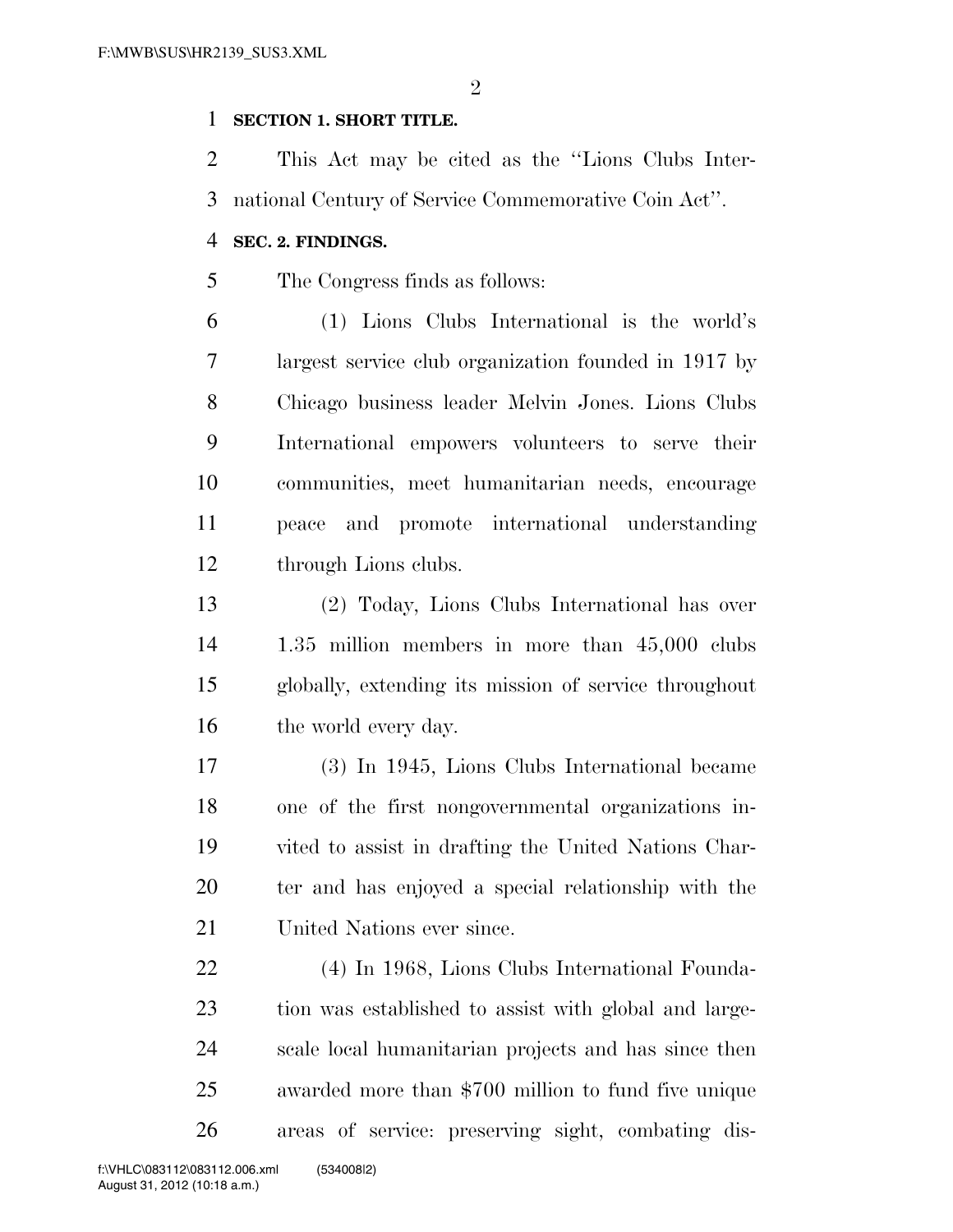**SECTION 1. SHORT TITLE.**

This Act may be cited as the ''Lions Clubs International Century of Service Commemorative Coin Act''.

**SEC. 2. FINDINGS.**

The Congress finds as follows:

(1) Lions Clubs International is the world's largest service club organization founded in 1917 by Chicago business leader Melvin Jones. Lions Clubs International empowers volunteers to serve their communities, meet humanitarian needs, encourage peace and promote international understanding through Lions clubs.

(2) Today, Lions Clubs International has over 1.35 million members in more than 45,000 clubs globally, extending its mission of service throughout the world every day.

(3) In 1945, Lions Clubs International became one of the first nongovernmental organizations invited to assist in drafting the United Nations Charter and has enjoyed a special relationship with the United Nations ever since.

(4) In 1968, Lions Clubs International Foundation was established to assist with global and large-scale local humanitarian projects and has since then awarded more than $700 million to fund five unique areas of service: preserving sight, combating dis-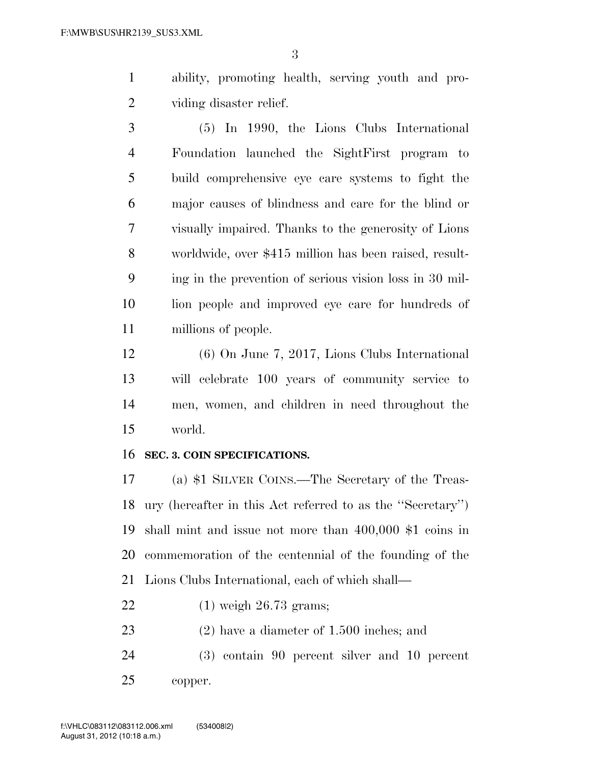ability, promoting health, serving youth and providing disaster relief.

(5) In 1990, the Lions Clubs International Foundation launched the SightFirst program to build comprehensive eye care systems to fight the major causes of blindness and care for the blind or visually impaired. Thanks to the generosity of Lions worldwide, over $415 million has been raised, resulting in the prevention of serious vision loss in 30 million people and improved eye care for hundreds of millions of people.

(6) On June 7, 2017, Lions Clubs International will celebrate 100 years of community service to men, women, and children in need throughout the world.

**SEC. 3. COIN SPECIFICATIONS.**

(a) $1 SILVER COINS.—The Secretary of the Treasury (hereafter in this Act referred to as the ''Secretary'') shall mint and issue not more than 400,000 $1 coins in commemoration of the centennial of the founding of the Lions Clubs International, each of which shall—

(1) weigh 26.73 grams;

(2) have a diameter of 1.500 inches; and

(3) contain 90 percent silver and 10 percent copper.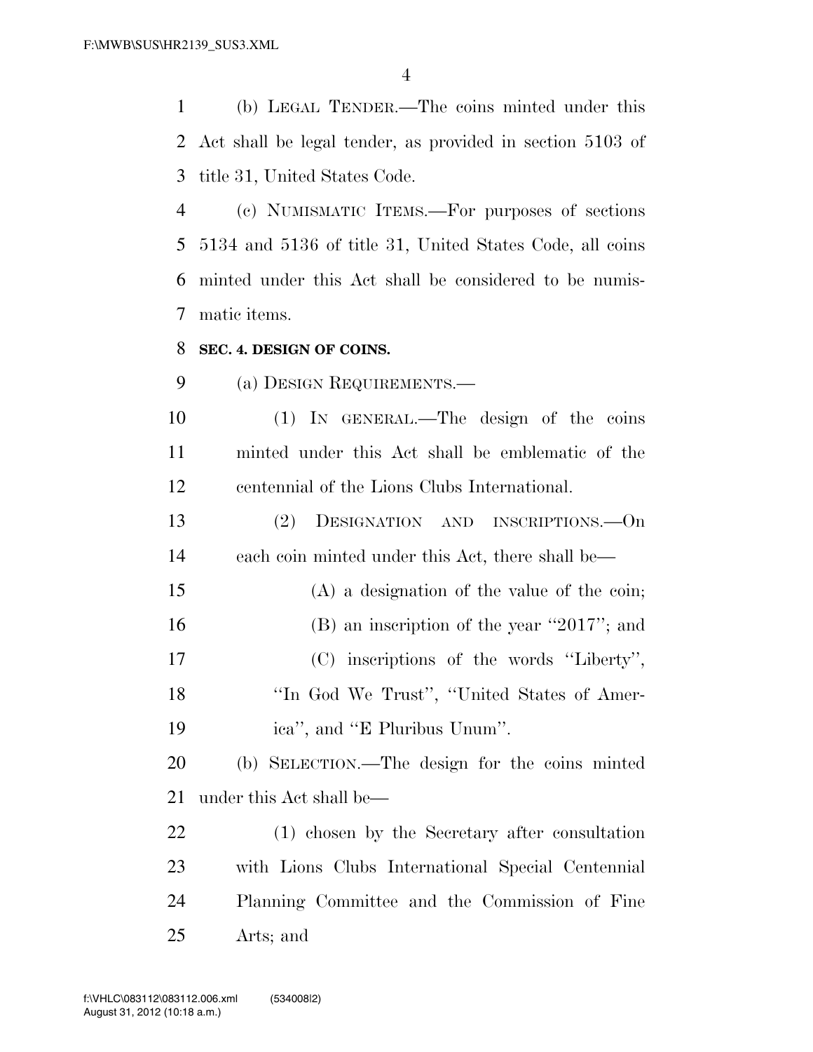(b) LEGAL TENDER.—The coins minted under this Act shall be legal tender, as provided in section 5103 of title 31, United States Code.

(c) NUMISMATIC ITEMS.—For purposes of sections 5134 and 5136 of title 31, United States Code, all coins minted under this Act shall be considered to be numismatic items.

**SEC. 4. DESIGN OF COINS.**

(a) DESIGN REQUIREMENTS.—

(1) IN GENERAL.—The design of the coins minted under this Act shall be emblematic of the centennial of the Lions Clubs International.

(2) DESIGNATION AND INSCRIPTIONS.—On each coin minted under this Act, there shall be—

(A) a designation of the value of the coin;

(B) an inscription of the year ''2017''; and

(C) inscriptions of the words ''Liberty'', ''In God We Trust'', ''United States of America'', and ''E Pluribus Unum''.

(b) SELECTION.—The design for the coins minted under this Act shall be—

(1) chosen by the Secretary after consultation with Lions Clubs International Special Centennial Planning Committee and the Commission of Fine Arts; and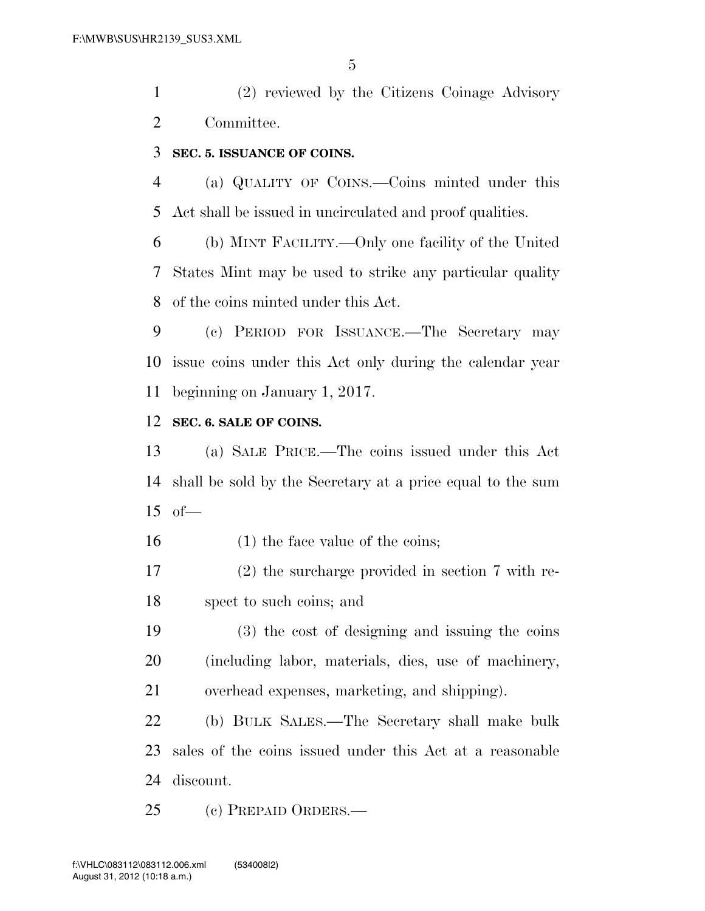(2) reviewed by the Citizens Coinage Advisory Committee.

**SEC. 5. ISSUANCE OF COINS.**

(a) QUALITY OF COINS.—Coins minted under this Act shall be issued in uncirculated and proof qualities.

(b) MINT FACILITY.—Only one facility of the United States Mint may be used to strike any particular quality of the coins minted under this Act.

(c) PERIOD FOR ISSUANCE.—The Secretary may issue coins under this Act only during the calendar year beginning on January 1, 2017.

**SEC. 6. SALE OF COINS.**

(a) SALE PRICE.—The coins issued under this Act shall be sold by the Secretary at a price equal to the sum of—

(1) the face value of the coins;

(2) the surcharge provided in section 7 with respect to such coins; and

(3) the cost of designing and issuing the coins (including labor, materials, dies, use of machinery, overhead expenses, marketing, and shipping).

(b) BULK SALES.—The Secretary shall make bulk sales of the coins issued under this Act at a reasonable discount.

(c) PREPAID ORDERS.—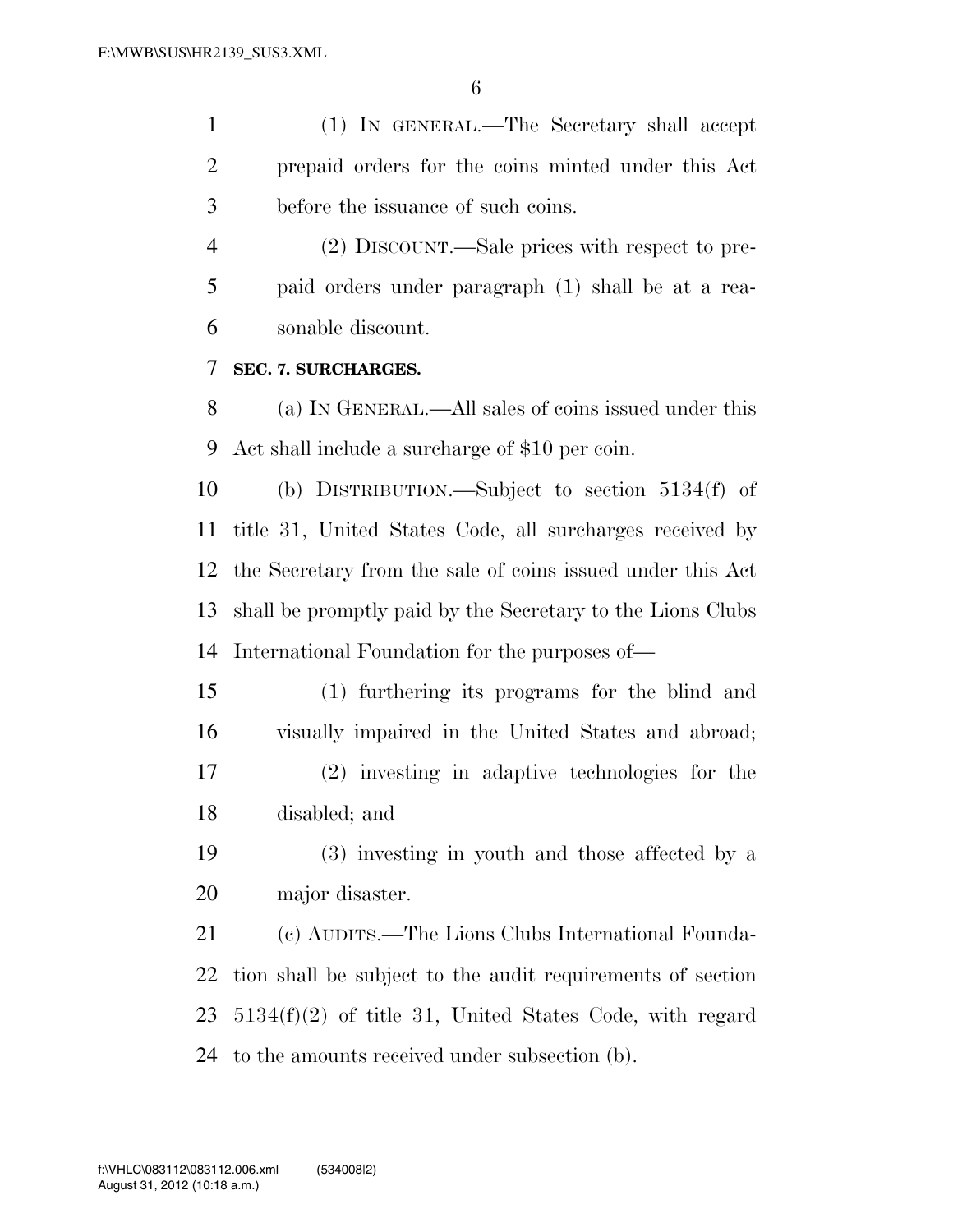(1) IN GENERAL.—The Secretary shall accept prepaid orders for the coins minted under this Act before the issuance of such coins.

(2) DISCOUNT.—Sale prices with respect to prepaid orders under paragraph (1) shall be at a reasonable discount.

**SEC. 7. SURCHARGES.**

(a) IN GENERAL.—All sales of coins issued under this Act shall include a surcharge of $10 per coin.

(b) DISTRIBUTION.—Subject to section 5134(f) of title 31, United States Code, all surcharges received by the Secretary from the sale of coins issued under this Act shall be promptly paid by the Secretary to the Lions Clubs International Foundation for the purposes of—

(1) furthering its programs for the blind and visually impaired in the United States and abroad;

(2) investing in adaptive technologies for the disabled; and

(3) investing in youth and those affected by a major disaster.

(c) AUDITS.—The Lions Clubs International Foundation shall be subject to the audit requirements of section 5134(f)(2) of title 31, United States Code, with regard to the amounts received under subsection (b).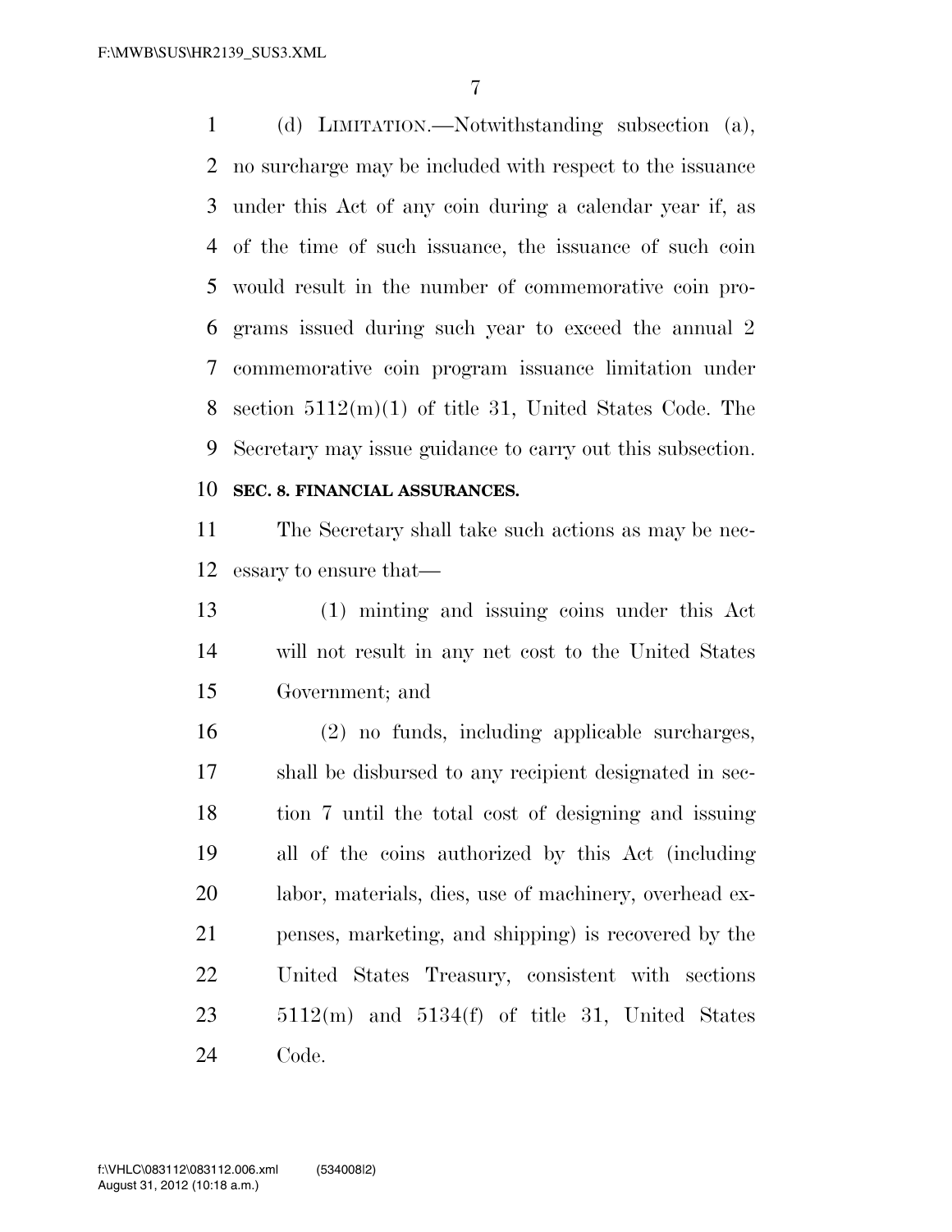(d) LIMITATION.—Notwithstanding subsection (a), no surcharge may be included with respect to the issuance under this Act of any coin during a calendar year if, as of the time of such issuance, the issuance of such coin would result in the number of commemorative coin programs issued during such year to exceed the annual 2 commemorative coin program issuance limitation under section 5112(m)(1) of title 31, United States Code. The Secretary may issue guidance to carry out this subsection.

**SEC. 8. FINANCIAL ASSURANCES.**

The Secretary shall take such actions as may be necessary to ensure that—

(1) minting and issuing coins under this Act will not result in any net cost to the United States Government; and

(2) no funds, including applicable surcharges, shall be disbursed to any recipient designated in section 7 until the total cost of designing and issuing all of the coins authorized by this Act (including labor, materials, dies, use of machinery, overhead expenses, marketing, and shipping) is recovered by the United States Treasury, consistent with sections 5112(m) and 5134(f) of title 31, United States Code.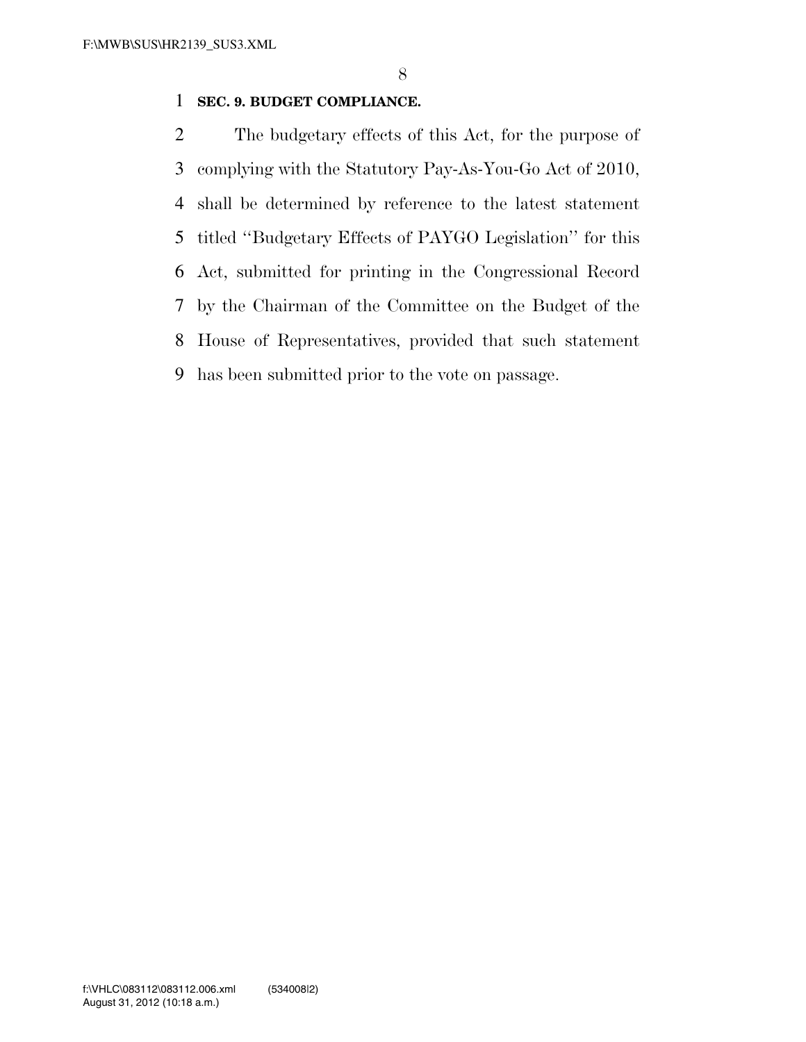**SEC. 9. BUDGET COMPLIANCE.**

The budgetary effects of this Act, for the purpose of complying with the Statutory Pay-As-You-Go Act of 2010, shall be determined by reference to the latest statement titled ''Budgetary Effects of PAYGO Legislation'' for this Act, submitted for printing in the Congressional Record by the Chairman of the Committee on the Budget of the House of Representatives, provided that such statement has been submitted prior to the vote on passage.